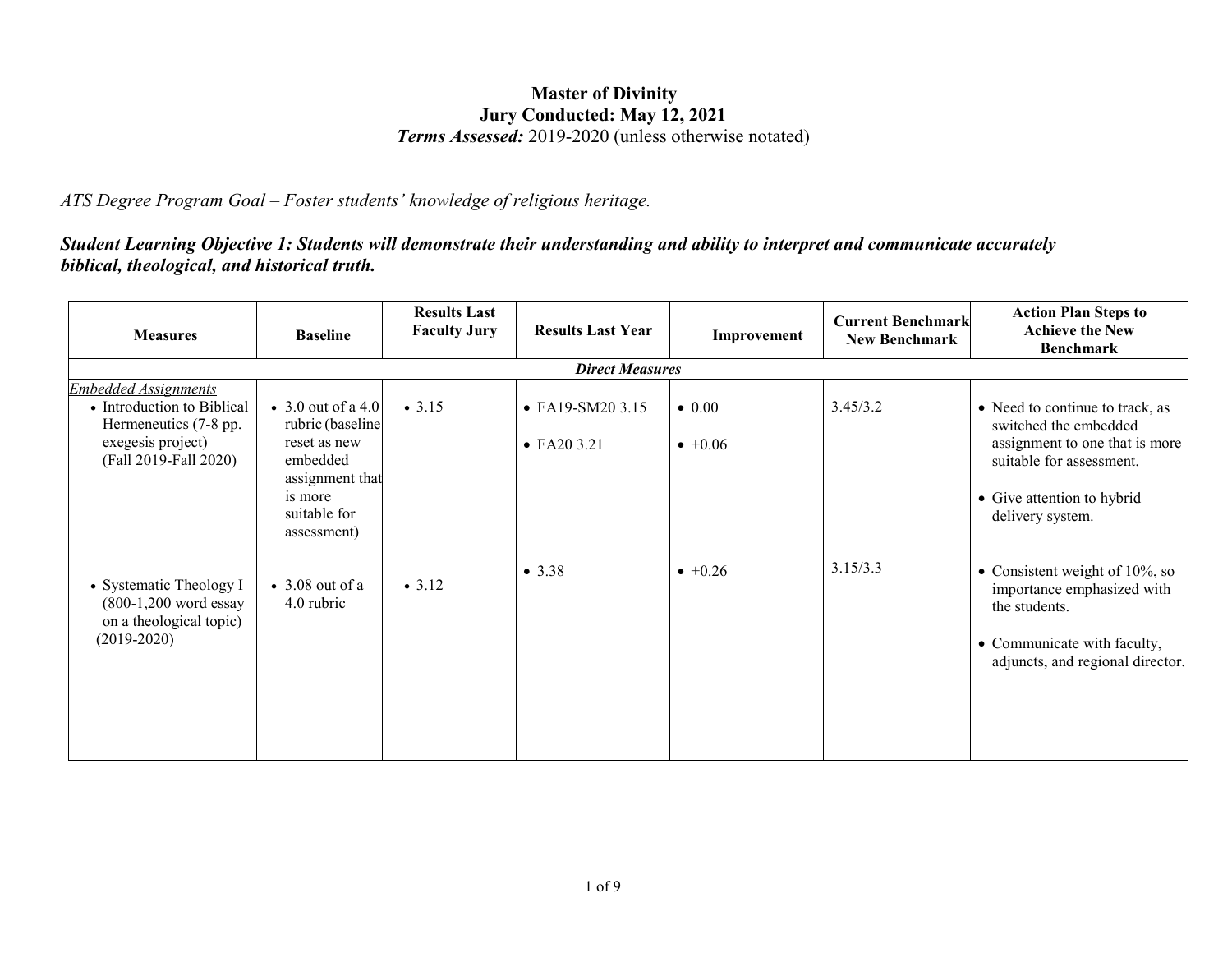# Master of Divinity
## Jury Conducted: May 12, 2021
### *Terms Assessed:* 2019-2020 (unless otherwise notated)

*ATS Degree Program Goal – Foster students' knowledge of religious heritage.*

***Student Learning Objective 1: Students will demonstrate their understanding and ability to interpret and communicate accurately biblical, theological, and historical truth.***

| Measures | Baseline | Results Last Faculty Jury | Results Last Year | Improvement | Current Benchmark New Benchmark | Action Plan Steps to Achieve the New Benchmark |
|---|---|---|---|---|---|---|
| ***Direct Measures*** | | | | | | |
| _Embedded Assignments_<br>• Introduction to Biblical Hermeneutics (7-8 pp. exegesis project) (Fall 2019-Fall 2020) | • 3.0 out of a 4.0 rubric (baseline reset as new embedded assignment that is more suitable for assessment) | • 3.15 | • FA19-SM20 3.15<br>• FA20 3.21 | • 0.00<br>• +0.06 | 3.45/3.2 | • Need to continue to track, as switched the embedded assignment to one that is more suitable for assessment.<br>• Give attention to hybrid delivery system. |
| • Systematic Theology I (800-1,200 word essay on a theological topic) (2019-2020) | • 3.08 out of a 4.0 rubric | • 3.12 | • 3.38 | • +0.26 | 3.15/3.3 | • Consistent weight of 10%, so importance emphasized with the students.<br>• Communicate with faculty, adjuncts, and regional director. |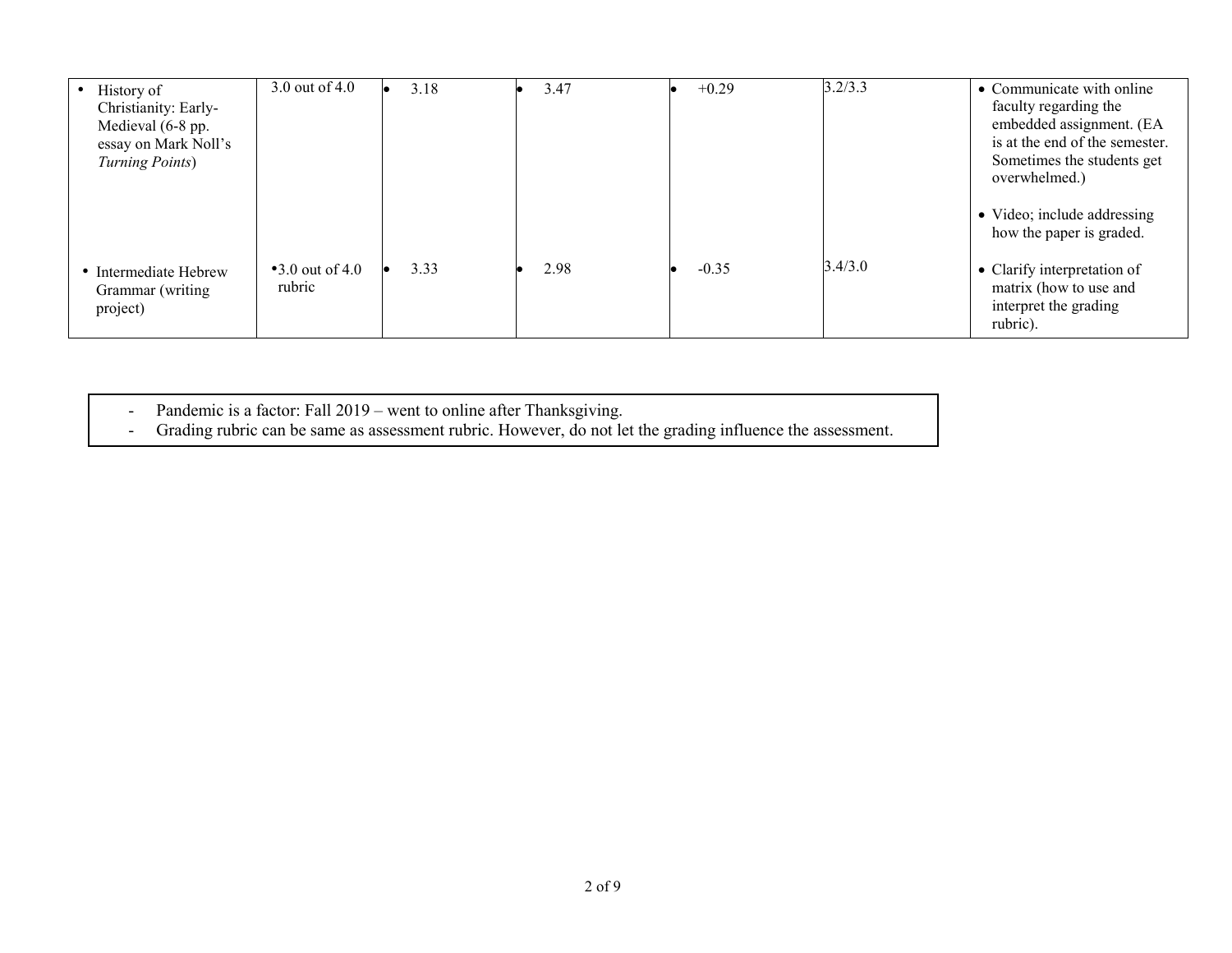|  |  |  |  |  |  |  |
|---|---|---|---|---|---|---|
| • History of Christianity: Early-Medieval (6-8 pp. essay on Mark Noll's *Turning Points*) | 3.0 out of 4.0 | • 3.18 | • 3.47 | • +0.29 | 3.2/3.3 | • Communicate with online faculty regarding the embedded assignment. (EA is at the end of the semester. Sometimes the students get overwhelmed.)<br>• Video; include addressing how the paper is graded. |
| • Intermediate Hebrew Grammar (writing project) | •3.0 out of 4.0 rubric | • 3.33 | • 2.98 | • -0.35 | 3.4/3.0 | • Clarify interpretation of matrix (how to use and interpret the grading rubric). |

- Pandemic is a factor: Fall 2019 – went to online after Thanksgiving.
- Grading rubric can be same as assessment rubric. However, do not let the grading influence the assessment.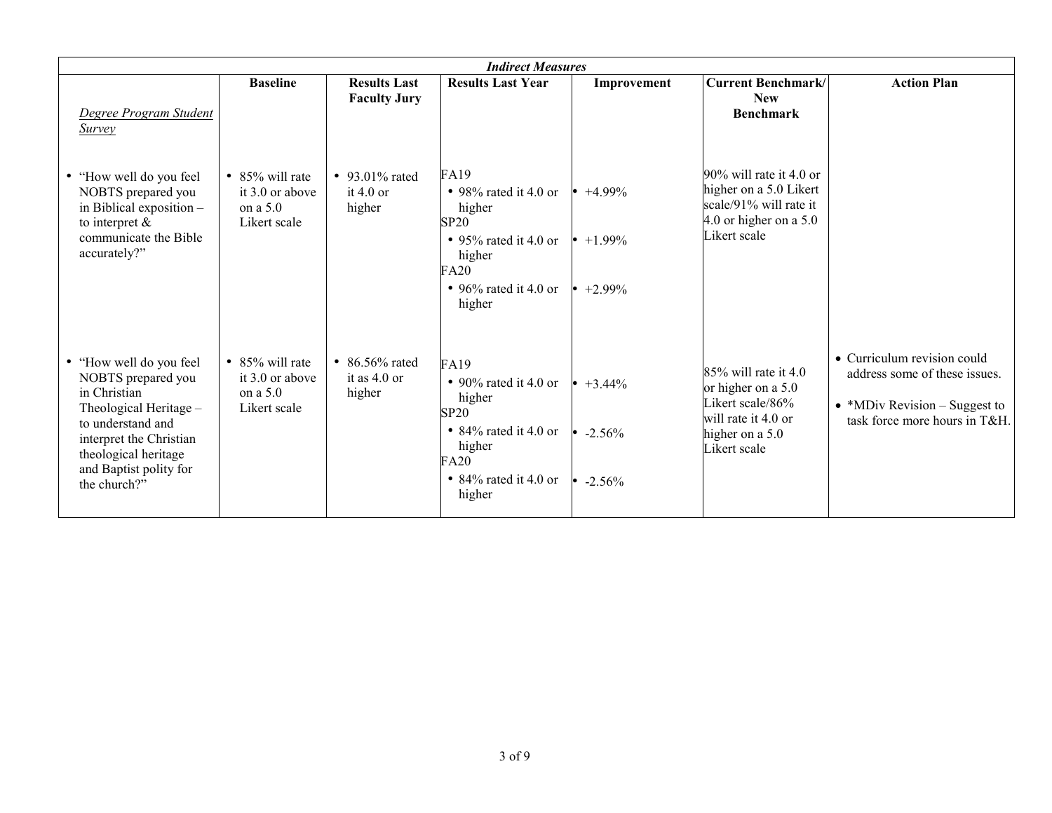| *Indirect Measures* | | | | | | |
|---|---|---|---|---|---|---|
| *Degree Program Student Survey* | **Baseline** | **Results Last Faculty Jury** | **Results Last Year** | **Improvement** | **Current Benchmark/ New Benchmark** | **Action Plan** |
| • "How well do you feel NOBTS prepared you in Biblical exposition – to interpret & communicate the Bible accurately?" | • 85% will rate it 3.0 or above on a 5.0 Likert scale | • 93.01% rated it 4.0 or higher | FA19 <br>• 98% rated it 4.0 or higher <br>SP20 <br>• 95% rated it 4.0 or higher <br>FA20 <br>• 96% rated it 4.0 or higher | • +4.99% <br>• +1.99% <br>• +2.99% | 90% will rate it 4.0 or higher on a 5.0 Likert scale/91% will rate it 4.0 or higher on a 5.0 Likert scale | |
| • "How well do you feel NOBTS prepared you in Christian Theological Heritage – to understand and interpret the Christian theological heritage and Baptist polity for the church?" | • 85% will rate it 3.0 or above on a 5.0 Likert scale | • 86.56% rated it as 4.0 or higher | FA19 <br>• 90% rated it 4.0 or higher <br>SP20 <br>• 84% rated it 4.0 or higher <br>FA20 <br>• 84% rated it 4.0 or higher | • +3.44% <br>• -2.56% <br>• -2.56% | 85% will rate it 4.0 or higher on a 5.0 Likert scale/86% will rate it 4.0 or higher on a 5.0 Likert scale | • Curriculum revision could address some of these issues. <br>• *MDiv Revision – Suggest to task force more hours in T&H. |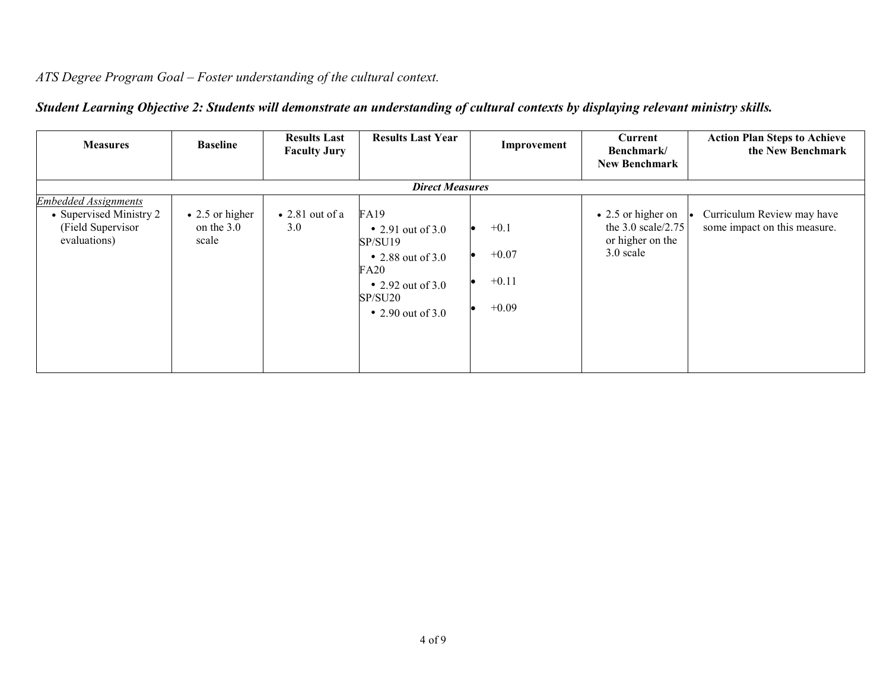*ATS Degree Program Goal – Foster understanding of the cultural context.*

***Student Learning Objective 2: Students will demonstrate an understanding of cultural contexts by displaying relevant ministry skills.***

| Measures | Baseline | Results Last Faculty Jury | Results Last Year | Improvement | Current Benchmark/ New Benchmark | Action Plan Steps to Achieve the New Benchmark |
|---|---|---|---|---|---|---|
| ***Direct Measures*** | | | | | | |
| *Embedded Assignments*<br>• Supervised Ministry 2 (Field Supervisor evaluations) | • 2.5 or higher on the 3.0 scale | • 2.81 out of a 3.0 | FA19<br>• 2.91 out of 3.0<br>SP/SU19<br>• 2.88 out of 3.0<br>FA20<br>• 2.92 out of 3.0<br>SP/SU20<br>• 2.90 out of 3.0 | • +0.1<br>• +0.07<br>• +0.11<br>• +0.09 | • 2.5 or higher on the 3.0 scale/2.75 or higher on the 3.0 scale | • Curriculum Review may have some impact on this measure. |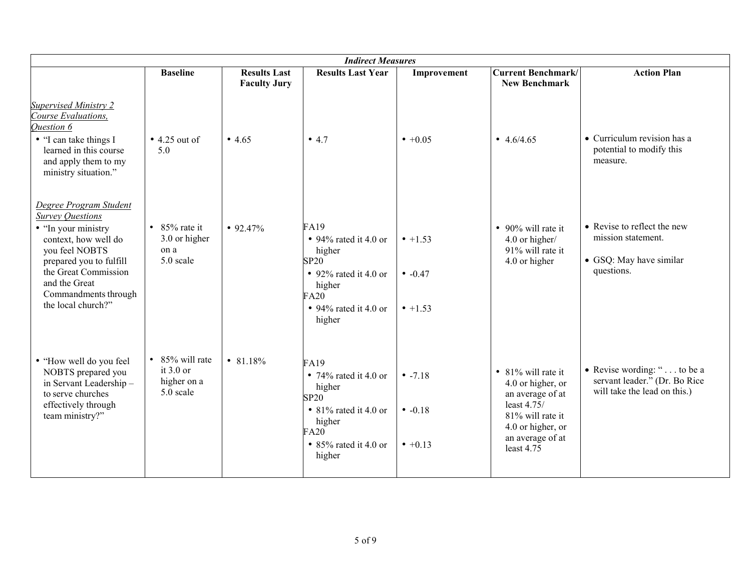| *Indirect Measures* | | | | | | |
|---|---|---|---|---|---|---|
| | **Baseline** | **Results Last Faculty Jury** | **Results Last Year** | **Improvement** | **Current Benchmark/ New Benchmark** | **Action Plan** |
| <u>*Supervised Ministry 2 Course Evaluations, Question 6*</u> | | | | | | |
| • "I can take things I learned in this course and apply them to my ministry situation." | • 4.25 out of 5.0 | • 4.65 | • 4.7 | • +0.05 | • 4.6/4.65 | • Curriculum revision has a potential to modify this measure. |
| <u>*Degree Program Student Survey Questions*</u><br>• "In your ministry context, how well do you feel NOBTS prepared you to fulfill the Great Commission and the Great Commandments through the local church?" | • 85% rate it 3.0 or higher on a 5.0 scale | • 92.47% | FA19<br>• 94% rated it 4.0 or higher<br>SP20<br>• 92% rated it 4.0 or higher<br>FA20<br>• 94% rated it 4.0 or higher | • +1.53<br><br>• -0.47<br><br>• +1.53 | • 90% will rate it 4.0 or higher/ 91% will rate it 4.0 or higher | • Revise to reflect the new mission statement.<br>• GSQ: May have similar questions. |
| • "How well do you feel NOBTS prepared you in Servant Leadership – to serve churches effectively through team ministry?" | • 85% will rate it 3.0 or higher on a 5.0 scale | • 81.18% | FA19<br>• 74% rated it 4.0 or higher<br>SP20<br>• 81% rated it 4.0 or higher<br>FA20<br>• 85% rated it 4.0 or higher | • -7.18<br><br>• -0.18<br><br>• +0.13 | • 81% will rate it 4.0 or higher, or an average of at least 4.75/ 81% will rate it 4.0 or higher, or an average of at least 4.75 | • Revise wording: " . . . to be a servant leader." (Dr. Bo Rice will take the lead on this.) |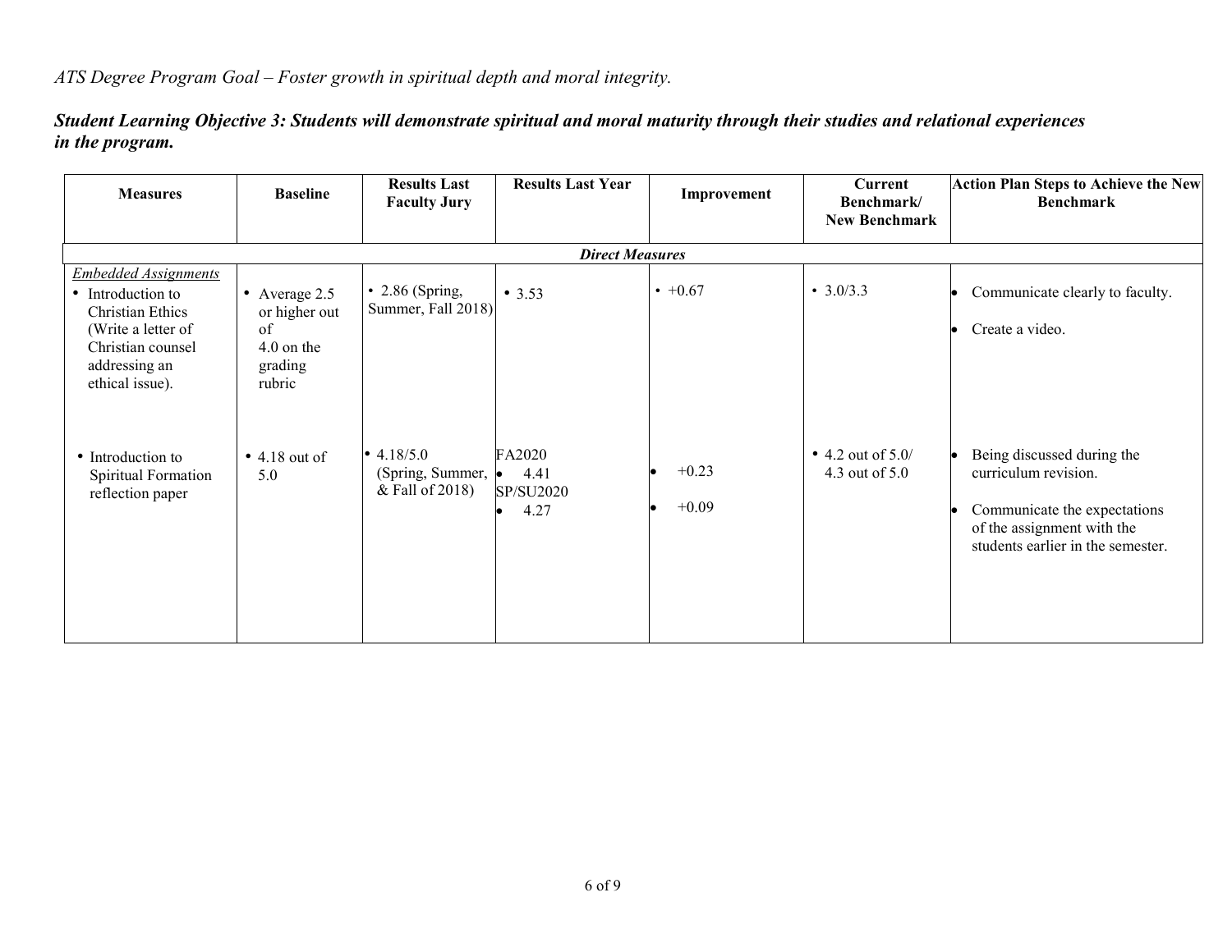*ATS Degree Program Goal – Foster growth in spiritual depth and moral integrity.*

***Student Learning Objective 3: Students will demonstrate spiritual and moral maturity through their studies and relational experiences in the program.***

| Measures | Baseline | Results Last Faculty Jury | Results Last Year | Improvement | Current Benchmark/ New Benchmark | Action Plan Steps to Achieve the New Benchmark |
|---|---|---|---|---|---|---|
| | | | ***Direct Measures*** | | | |
| _Embedded Assignments_<br>• Introduction to Christian Ethics (Write a letter of Christian counsel addressing an ethical issue). | • Average 2.5 or higher out of 4.0 on the grading rubric | • 2.86 (Spring, Summer, Fall 2018) | • 3.53 | • +0.67 | • 3.0/3.3 | • Communicate clearly to faculty.<br>• Create a video. |
| • Introduction to Spiritual Formation reflection paper | • 4.18 out of 5.0 | • 4.18/5.0 (Spring, Summer, & Fall of 2018) | FA2020<br>• 4.41<br>SP/SU2020<br>• 4.27 | • +0.23<br>• +0.09 | • 4.2 out of 5.0/ 4.3 out of 5.0 | • Being discussed during the curriculum revision.<br>• Communicate the expectations of the assignment with the students earlier in the semester. |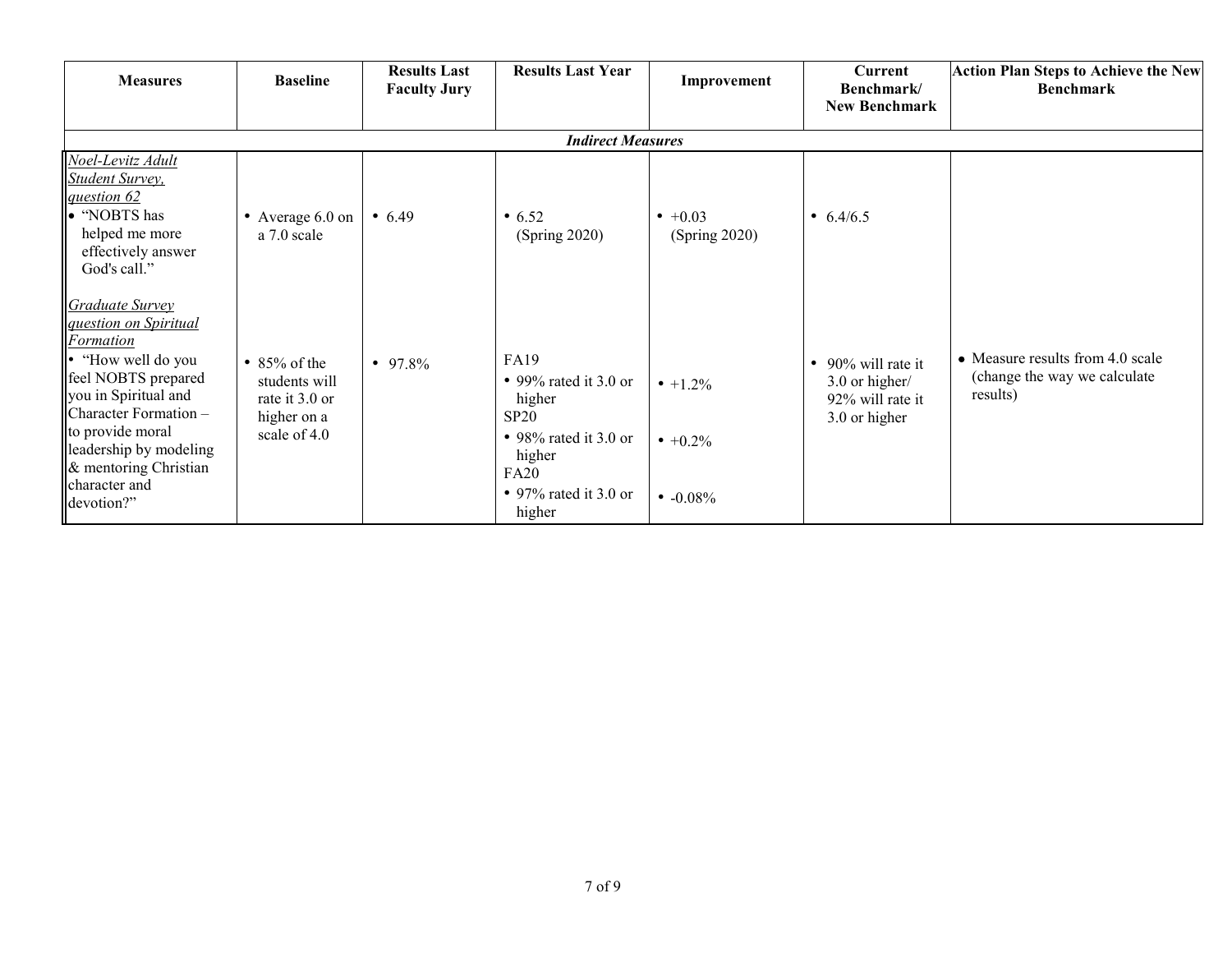| Measures | Baseline | Results Last Faculty Jury | Results Last Year | Improvement | Current Benchmark/ New Benchmark | Action Plan Steps to Achieve the New Benchmark |
|---|---|---|---|---|---|---|
| ***Indirect Measures*** | | | | | | |
| *Noel-Levitz Adult Student Survey, question 62*<br>• "NOBTS has helped me more effectively answer God's call." | • Average 6.0 on a 7.0 scale | • 6.49 | • 6.52 (Spring 2020) | • +0.03 (Spring 2020) | • 6.4/6.5 | |
| *Graduate Survey question on Spiritual Formation*<br>• "How well do you feel NOBTS prepared you in Spiritual and Character Formation – to provide moral leadership by modeling & mentoring Christian character and devotion?" | • 85% of the students will rate it 3.0 or higher on a scale of 4.0 | • 97.8% | FA19<br>• 99% rated it 3.0 or higher<br>SP20<br>• 98% rated it 3.0 or higher<br>FA20<br>• 97% rated it 3.0 or higher | • +1.2%<br>• +0.2%<br>• -0.08% | • 90% will rate it 3.0 or higher/ 92% will rate it 3.0 or higher | • Measure results from 4.0 scale (change the way we calculate results) |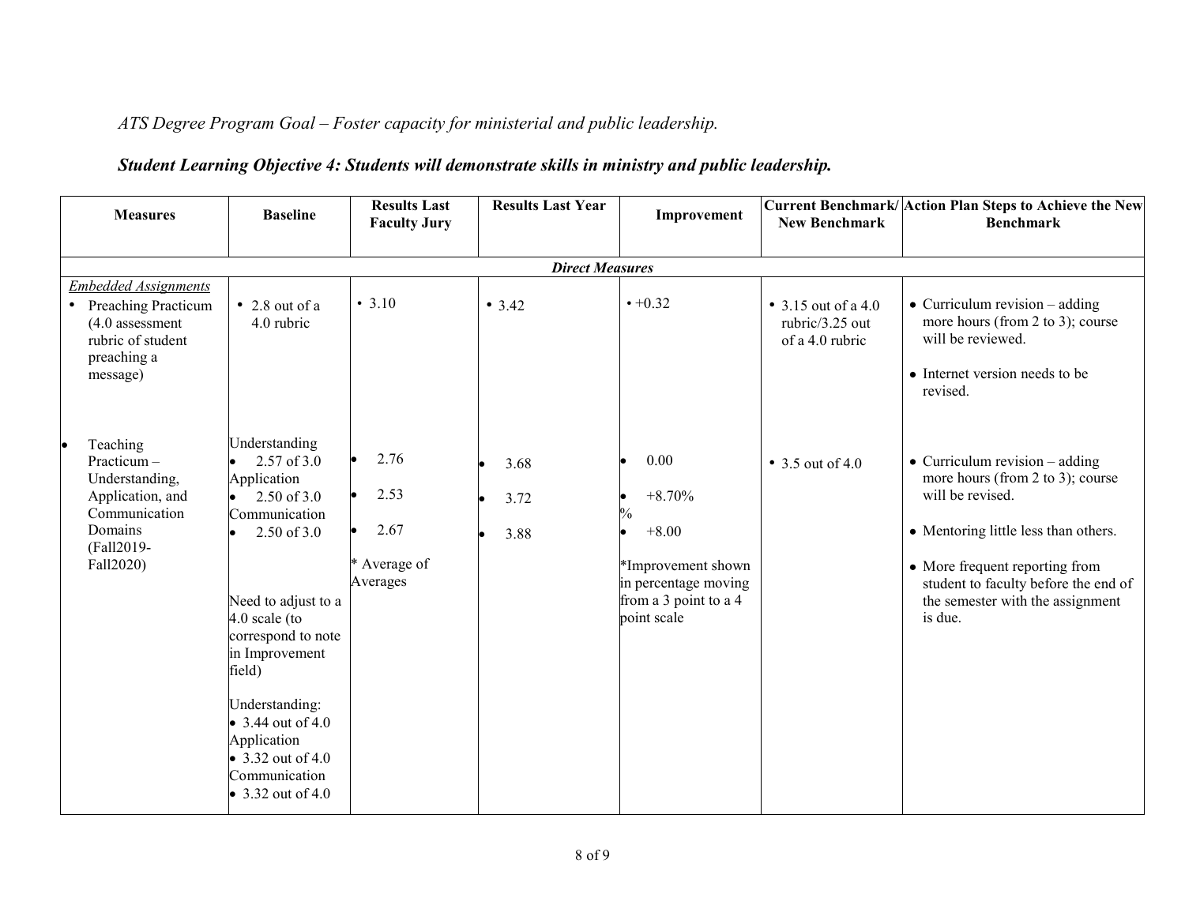*ATS Degree Program Goal – Foster capacity for ministerial and public leadership.*

***Student Learning Objective 4: Students will demonstrate skills in ministry and public leadership.***

| Measures | Baseline | Results Last Faculty Jury | Results Last Year | Improvement | Current Benchmark/ New Benchmark | Action Plan Steps to Achieve the New Benchmark |
|---|---|---|---|---|---|---|
| ***Direct Measures*** | | | | | | |
| <u>*Embedded Assignments*</u><br>• Preaching Practicum (4.0 assessment rubric of student preaching a message) | • 2.8 out of a 4.0 rubric | • 3.10 | • 3.42 | • +0.32 | • 3.15 out of a 4.0 rubric/3.25 out of a 4.0 rubric | • Curriculum revision – adding more hours (from 2 to 3); course will be reviewed.<br>• Internet version needs to be revised. |
| • Teaching Practicum – Understanding, Application, and Communication Domains (Fall2019-Fall2020) | Understanding<br>• 2.57 of 3.0<br>Application<br>• 2.50 of 3.0<br>Communication<br>• 2.50 of 3.0<br><br>Need to adjust to a 4.0 scale (to correspond to note in Improvement field)<br><br>Understanding:<br>• 3.44 out of 4.0<br>Application<br>• 3.32 out of 4.0<br>Communication<br>• 3.32 out of 4.0 | • 2.76<br>• 2.53<br>• 2.67<br>* Average of Averages | • 3.68<br>• 3.72<br>• 3.88 | • 0.00<br>• +8.70%<br>%<br>• +8.00<br>*Improvement shown in percentage moving from a 3 point to a 4 point scale | • 3.5 out of 4.0 | • Curriculum revision – adding more hours (from 2 to 3); course will be revised.<br>• Mentoring little less than others.<br>• More frequent reporting from student to faculty before the end of the semester with the assignment is due. |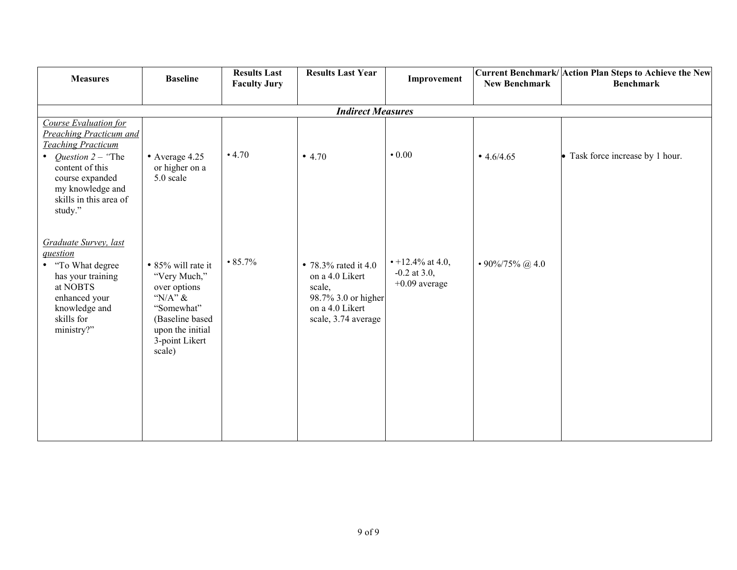| Measures | Baseline | Results Last Faculty Jury | Results Last Year | Improvement | Current Benchmark/ New Benchmark | Action Plan Steps to Achieve the New Benchmark |
|---|---|---|---|---|---|---|
| ***Indirect Measures*** | | | | | | |
| *Course Evaluation for Preaching Practicum and Teaching Practicum*<br>• *Question 2 – "*The content of this course expanded my knowledge and skills in this area of study." | • Average 4.25 or higher on a 5.0 scale | • 4.70 | • 4.70 | • 0.00 | • 4.6/4.65 | • Task force increase by 1 hour. |
| *Graduate Survey, last question*<br>• "To What degree has your training at NOBTS enhanced your knowledge and skills for ministry?" | • 85% will rate it "Very Much," over options "N/A" & "Somewhat" (Baseline based upon the initial 3-point Likert scale) | • 85.7% | • 78.3% rated it 4.0 on a 4.0 Likert scale, 98.7% 3.0 or higher on a 4.0 Likert scale, 3.74 average | • +12.4% at 4.0, -0.2 at 3.0, +0.09 average | • 90%/75% @ 4.0 | |